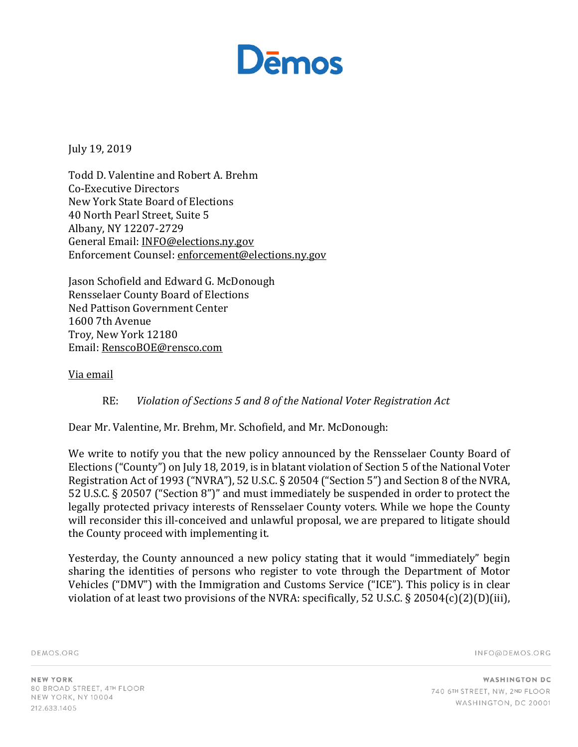# Dēmos

July 19, 2019

Todd D. Valentine and Robert A. Brehm
Co-Executive Directors
New York State Board of Elections
40 North Pearl Street, Suite 5
Albany, NY 12207-2729
General Email: INFO@elections.ny.gov
Enforcement Counsel: enforcement@elections.ny.gov

Jason Schofield and Edward G. McDonough
Rensselaer County Board of Elections
Ned Pattison Government Center
1600 7th Avenue
Troy, New York 12180
Email: RenscoBOE@rensco.com

Via email

RE: *Violation of Sections 5 and 8 of the National Voter Registration Act*

Dear Mr. Valentine, Mr. Brehm, Mr. Schofield, and Mr. McDonough:

We write to notify you that the new policy announced by the Rensselaer County Board of Elections ("County") on July 18, 2019, is in blatant violation of Section 5 of the National Voter Registration Act of 1993 ("NVRA"), 52 U.S.C. § 20504 ("Section 5") and Section 8 of the NVRA, 52 U.S.C. § 20507 ("Section 8")" and must immediately be suspended in order to protect the legally protected privacy interests of Rensselaer County voters. While we hope the County will reconsider this ill-conceived and unlawful proposal, we are prepared to litigate should the County proceed with implementing it.

Yesterday, the County announced a new policy stating that it would "immediately" begin sharing the identities of persons who register to vote through the Department of Motor Vehicles ("DMV") with the Immigration and Customs Service ("ICE"). This policy is in clear violation of at least two provisions of the NVRA: specifically, 52 U.S.C. § 20504(c)(2)(D)(iii),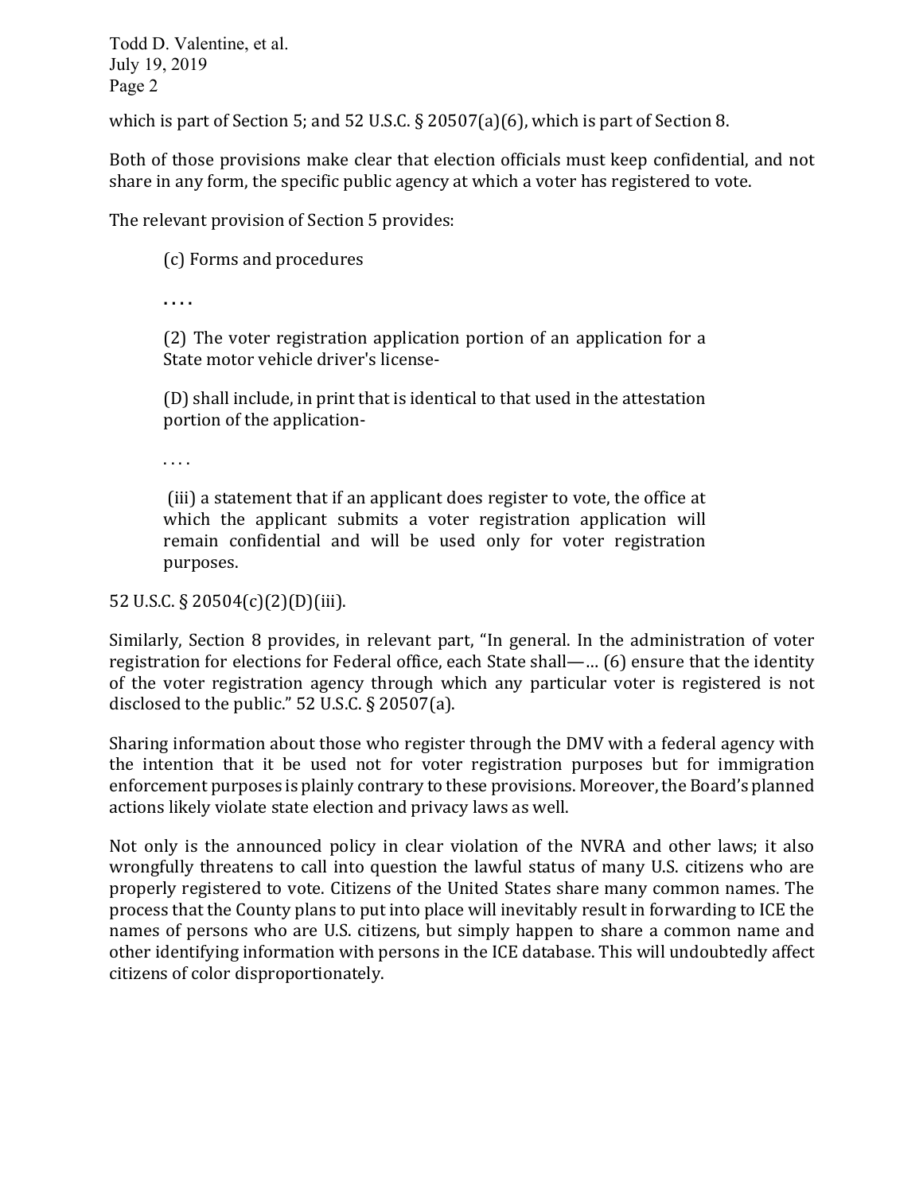which is part of Section 5; and 52 U.S.C. § 20507(a)(6), which is part of Section 8.

Both of those provisions make clear that election officials must keep confidential, and not share in any form, the specific public agency at which a voter has registered to vote.

The relevant provision of Section 5 provides:

> (c) Forms and procedures
>
> . . . .
>
> (2) The voter registration application portion of an application for a State motor vehicle driver's license-
>
> (D) shall include, in print that is identical to that used in the attestation portion of the application-
>
> . . . .
>
> (iii) a statement that if an applicant does register to vote, the office at which the applicant submits a voter registration application will remain confidential and will be used only for voter registration purposes.

52 U.S.C. § 20504(c)(2)(D)(iii).

Similarly, Section 8 provides, in relevant part, "In general. In the administration of voter registration for elections for Federal office, each State shall—… (6) ensure that the identity of the voter registration agency through which any particular voter is registered is not disclosed to the public." 52 U.S.C. § 20507(a).

Sharing information about those who register through the DMV with a federal agency with the intention that it be used not for voter registration purposes but for immigration enforcement purposes is plainly contrary to these provisions. Moreover, the Board's planned actions likely violate state election and privacy laws as well.

Not only is the announced policy in clear violation of the NVRA and other laws; it also wrongfully threatens to call into question the lawful status of many U.S. citizens who are properly registered to vote. Citizens of the United States share many common names. The process that the County plans to put into place will inevitably result in forwarding to ICE the names of persons who are U.S. citizens, but simply happen to share a common name and other identifying information with persons in the ICE database. This will undoubtedly affect citizens of color disproportionately.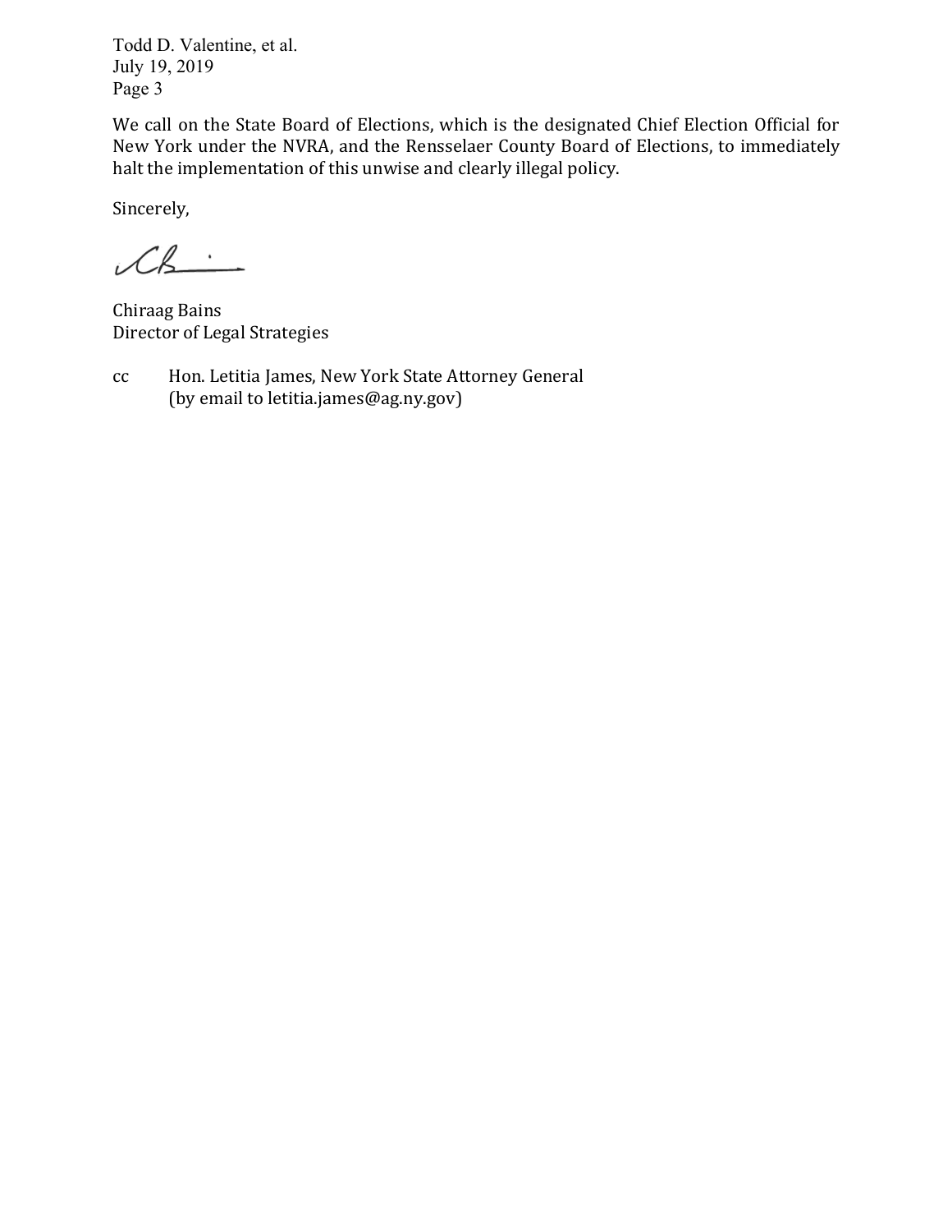We call on the State Board of Elections, which is the designated Chief Election Official for New York under the NVRA, and the Rensselaer County Board of Elections, to immediately halt the implementation of this unwise and clearly illegal policy.

Sincerely,

Chiraag Bains
Director of Legal Strategies

cc Hon. Letitia James, New York State Attorney General
(by email to letitia.james@ag.ny.gov)